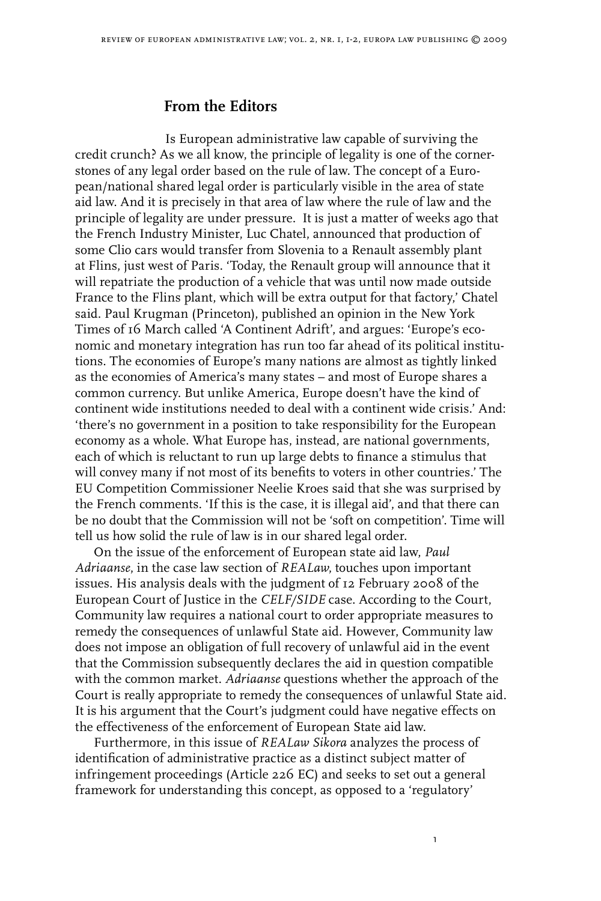## From the Editors

Is European administrative law capable of surviving the credit crunch? As we all know, the principle of legality is one of the cornerstones of any legal order based on the rule of law. The concept of a European/national shared legal order is particularly visible in the area of state aid law. And it is precisely in that area of law where the rule of law and the principle of legality are under pressure. It is just a matter of weeks ago that the French Industry Minister, Luc Chatel, announced that production of some Clio cars would transfer from Slovenia to a Renault assembly plant at Flins, just west of Paris. 'Today, the Renault group will announce that it will repatriate the production of a vehicle that was until now made outside France to the Flins plant, which will be extra output for that factory,' Chatel said. Paul Krugman (Princeton), published an opinion in the New York Times of 16 March called 'A Continent Adrift', and argues: 'Europe's economic and monetary integration has run too far ahead of its political institutions. The economies of Europe's many nations are almost as tightly linked as the economies of America's many states – and most of Europe shares a common currency. But unlike America, Europe doesn't have the kind of continent wide institutions needed to deal with a continent wide crisis.' And: 'there's no government in a position to take responsibility for the European economy as a whole. What Europe has, instead, are national governments, each of which is reluctant to run up large debts to finance a stimulus that will convey many if not most of its benefits to voters in other countries.' The EU Competition Commissioner Neelie Kroes said that she was surprised by the French comments. 'If this is the case, it is illegal aid', and that there can be no doubt that the Commission will not be 'soft on competition'. Time will tell us how solid the rule of law is in our shared legal order.

On the issue of the enforcement of European state aid law, *Paul Adriaanse*, in the case law section of *REALaw*, touches upon important issues. His analysis deals with the judgment of 12 February 2008 of the European Court of Justice in the *CELF/SIDE* case. According to the Court, Community law requires a national court to order appropriate measures to remedy the consequences of unlawful State aid. However, Community law does not impose an obligation of full recovery of unlawful aid in the event that the Commission subsequently declares the aid in question compatible with the common market. *Adriaanse* questions whether the approach of the Court is really appropriate to remedy the consequences of unlawful State aid. It is his argument that the Court's judgment could have negative effects on the effectiveness of the enforcement of European State aid law.

Furthermore, in this issue of *REALaw Sikora* analyzes the process of identification of administrative practice as a distinct subject matter of infringement proceedings (Article 226 EC) and seeks to set out a general framework for understanding this concept, as opposed to a 'regulatory'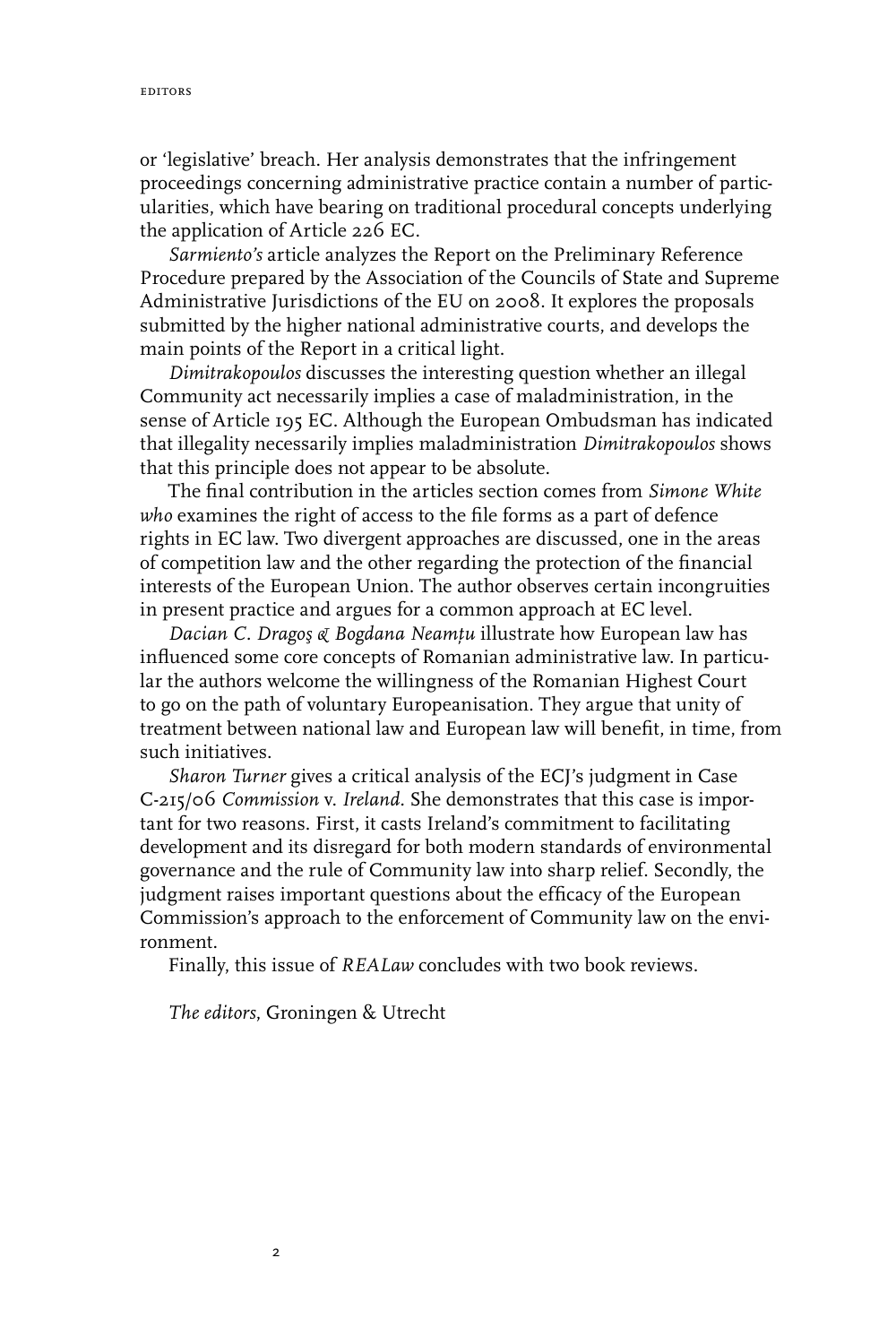or 'legislative' breach. Her analysis demonstrates that the infringement proceedings concerning administrative practice contain a number of particularities, which have bearing on traditional procedural concepts underlying the application of Article 226 EC.

*Sarmiento's* article analyzes the Report on the Preliminary Reference Procedure prepared by the Association of the Councils of State and Supreme Administrative Jurisdictions of the EU on 2008. It explores the proposals submitted by the higher national administrative courts, and develops the main points of the Report in a critical light.

*Dimitrakopoulos* discusses the interesting question whether an illegal Community act necessarily implies a case of maladministration, in the sense of Article 195 EC. Although the European Ombudsman has indicated that illegality necessarily implies maladministration *Dimitrakopoulos* shows that this principle does not appear to be absolute.

The final contribution in the articles section comes from *Simone White who* examines the right of access to the file forms as a part of defence rights in EC law. Two divergent approaches are discussed, one in the areas of competition law and the other regarding the protection of the financial interests of the European Union. The author observes certain incongruities in present practice and argues for a common approach at EC level.

*Dacian C. Dragoş & Bogdana Neamțu* illustrate how European law has influenced some core concepts of Romanian administrative law. In particular the authors welcome the willingness of the Romanian Highest Court to go on the path of voluntary Europeanisation. They argue that unity of treatment between national law and European law will benefit, in time, from such initiatives.

*Sharon Turner* gives a critical analysis of the ECJ's judgment in Case C-215/06 *Commission* v. *Ireland*. She demonstrates that this case is important for two reasons. First, it casts Ireland's commitment to facilitating development and its disregard for both modern standards of environmental governance and the rule of Community law into sharp relief. Secondly, the judgment raises important questions about the efficacy of the European Commission's approach to the enforcement of Community law on the environment.

Finally, this issue of *REALaw* concludes with two book reviews.

*The editors*, Groningen & Utrecht